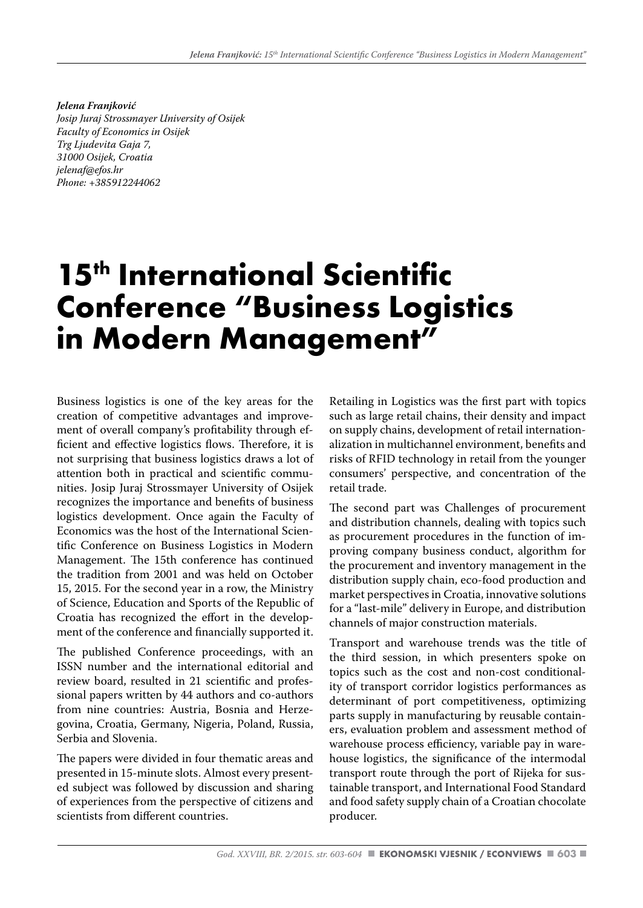*Jelena Franjković*
*Josip Juraj Strossmayer University of Osijek*
*Faculty of Economics in Osijek*
*Trg Ljudevita Gaja 7,*
*31000 Osijek, Croatia*
*jelenaf@efos.hr*
*Phone: +385912244062*

# 15th International Scientific Conference "Business Logistics in Modern Management"

Business logistics is one of the key areas for the creation of competitive advantages and improvement of overall company's profitability through efficient and effective logistics flows. Therefore, it is not surprising that business logistics draws a lot of attention both in practical and scientific communities. Josip Juraj Strossmayer University of Osijek recognizes the importance and benefits of business logistics development. Once again the Faculty of Economics was the host of the International Scientific Conference on Business Logistics in Modern Management. The 15th conference has continued the tradition from 2001 and was held on October 15, 2015. For the second year in a row, the Ministry of Science, Education and Sports of the Republic of Croatia has recognized the effort in the development of the conference and financially supported it.

The published Conference proceedings, with an ISSN number and the international editorial and review board, resulted in 21 scientific and professional papers written by 44 authors and co-authors from nine countries: Austria, Bosnia and Herzegovina, Croatia, Germany, Nigeria, Poland, Russia, Serbia and Slovenia.

The papers were divided in four thematic areas and presented in 15-minute slots. Almost every presented subject was followed by discussion and sharing of experiences from the perspective of citizens and scientists from different countries.

Retailing in Logistics was the first part with topics such as large retail chains, their density and impact on supply chains, development of retail internationalization in multichannel environment, benefits and risks of RFID technology in retail from the younger consumers' perspective, and concentration of the retail trade.

The second part was Challenges of procurement and distribution channels, dealing with topics such as procurement procedures in the function of improving company business conduct, algorithm for the procurement and inventory management in the distribution supply chain, eco-food production and market perspectives in Croatia, innovative solutions for a "last-mile" delivery in Europe, and distribution channels of major construction materials.

Transport and warehouse trends was the title of the third session, in which presenters spoke on topics such as the cost and non-cost conditionality of transport corridor logistics performances as determinant of port competitiveness, optimizing parts supply in manufacturing by reusable containers, evaluation problem and assessment method of warehouse process efficiency, variable pay in warehouse logistics, the significance of the intermodal transport route through the port of Rijeka for sustainable transport, and International Food Standard and food safety supply chain of a Croatian chocolate producer.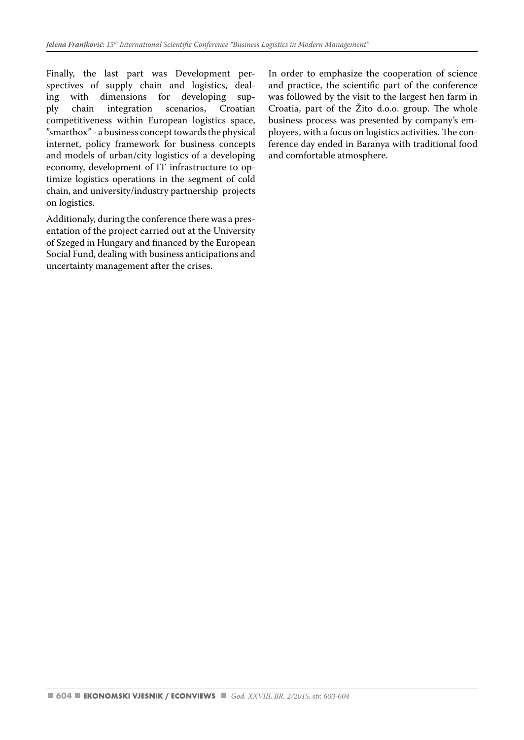Finally, the last part was Development perspectives of supply chain and logistics, dealing with dimensions for developing supply chain integration scenarios, Croatian competitiveness within European logistics space, "smartbox" - a business concept towards the physical internet, policy framework for business concepts and models of urban/city logistics of a developing economy, development of IT infrastructure to optimize logistics operations in the segment of cold chain, and university/industry partnership projects on logistics.

Additionaly, during the conference there was a presentation of the project carried out at the University of Szeged in Hungary and financed by the European Social Fund, dealing with business anticipations and uncertainty management after the crises.

In order to emphasize the cooperation of science and practice, the scientific part of the conference was followed by the visit to the largest hen farm in Croatia, part of the Žito d.o.o. group. The whole business process was presented by company's employees, with a focus on logistics activities. The conference day ended in Baranya with traditional food and comfortable atmosphere.